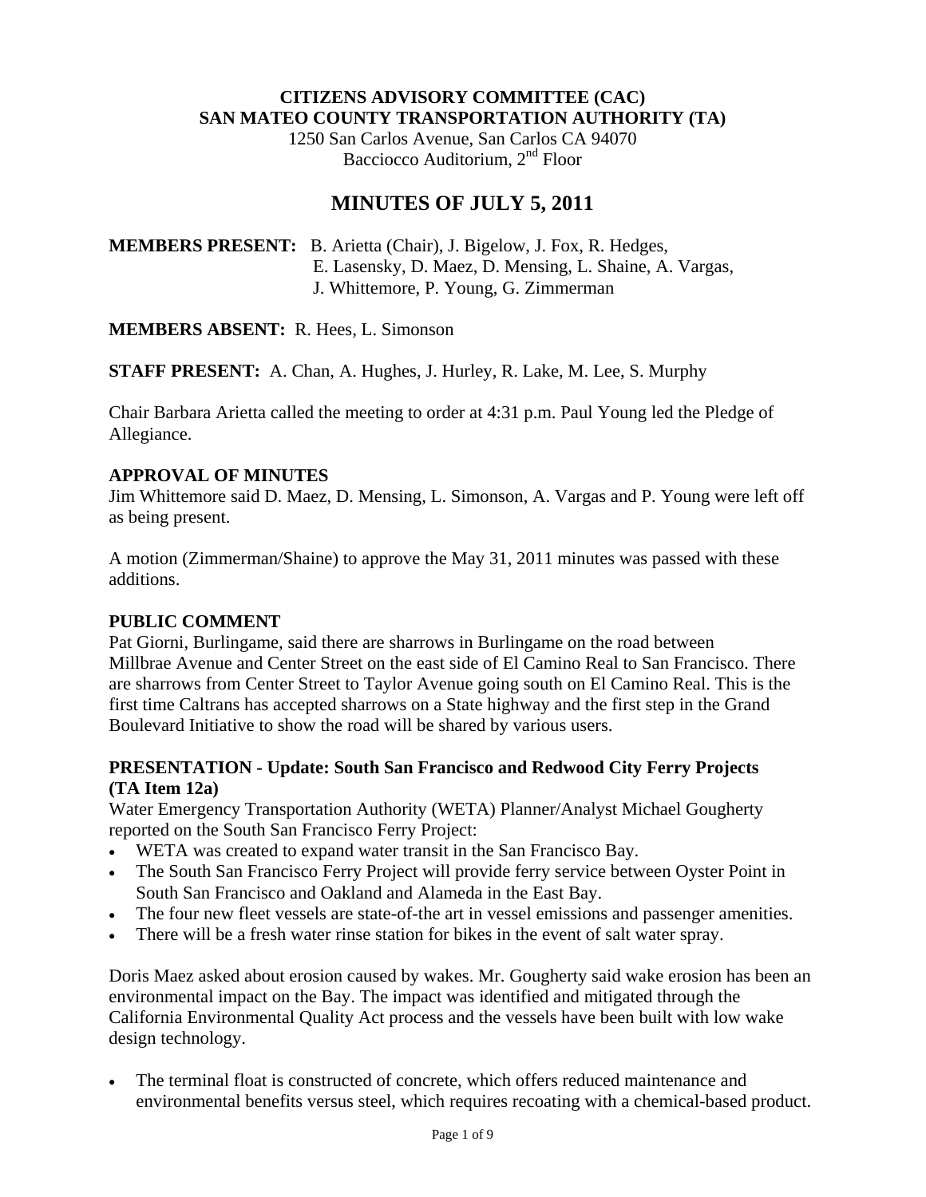**CITIZENS ADVISORY COMMITTEE (CAC)**
**SAN MATEO COUNTY TRANSPORTATION AUTHORITY (TA)**
1250 San Carlos Avenue, San Carlos CA 94070
Bacciocco Auditorium, 2nd Floor

# MINUTES OF JULY 5, 2011

**MEMBERS PRESENT:** B. Arietta (Chair), J. Bigelow, J. Fox, R. Hedges, E. Lasensky, D. Maez, D. Mensing, L. Shaine, A. Vargas, J. Whittemore, P. Young, G. Zimmerman

**MEMBERS ABSENT:** R. Hees, L. Simonson

**STAFF PRESENT:** A. Chan, A. Hughes, J. Hurley, R. Lake, M. Lee, S. Murphy

Chair Barbara Arietta called the meeting to order at 4:31 p.m. Paul Young led the Pledge of Allegiance.

## APPROVAL OF MINUTES

Jim Whittemore said D. Maez, D. Mensing, L. Simonson, A. Vargas and P. Young were left off as being present.

A motion (Zimmerman/Shaine) to approve the May 31, 2011 minutes was passed with these additions.

## PUBLIC COMMENT

Pat Giorni, Burlingame, said there are sharrows in Burlingame on the road between Millbrae Avenue and Center Street on the east side of El Camino Real to San Francisco. There are sharrows from Center Street to Taylor Avenue going south on El Camino Real. This is the first time Caltrans has accepted sharrows on a State highway and the first step in the Grand Boulevard Initiative to show the road will be shared by various users.

## PRESENTATION - Update: South San Francisco and Redwood City Ferry Projects (TA Item 12a)

Water Emergency Transportation Authority (WETA) Planner/Analyst Michael Gougherty reported on the South San Francisco Ferry Project:

- WETA was created to expand water transit in the San Francisco Bay.
- The South San Francisco Ferry Project will provide ferry service between Oyster Point in South San Francisco and Oakland and Alameda in the East Bay.
- The four new fleet vessels are state-of-the art in vessel emissions and passenger amenities.
- There will be a fresh water rinse station for bikes in the event of salt water spray.

Doris Maez asked about erosion caused by wakes. Mr. Gougherty said wake erosion has been an environmental impact on the Bay. The impact was identified and mitigated through the California Environmental Quality Act process and the vessels have been built with low wake design technology.

- The terminal float is constructed of concrete, which offers reduced maintenance and environmental benefits versus steel, which requires recoating with a chemical-based product.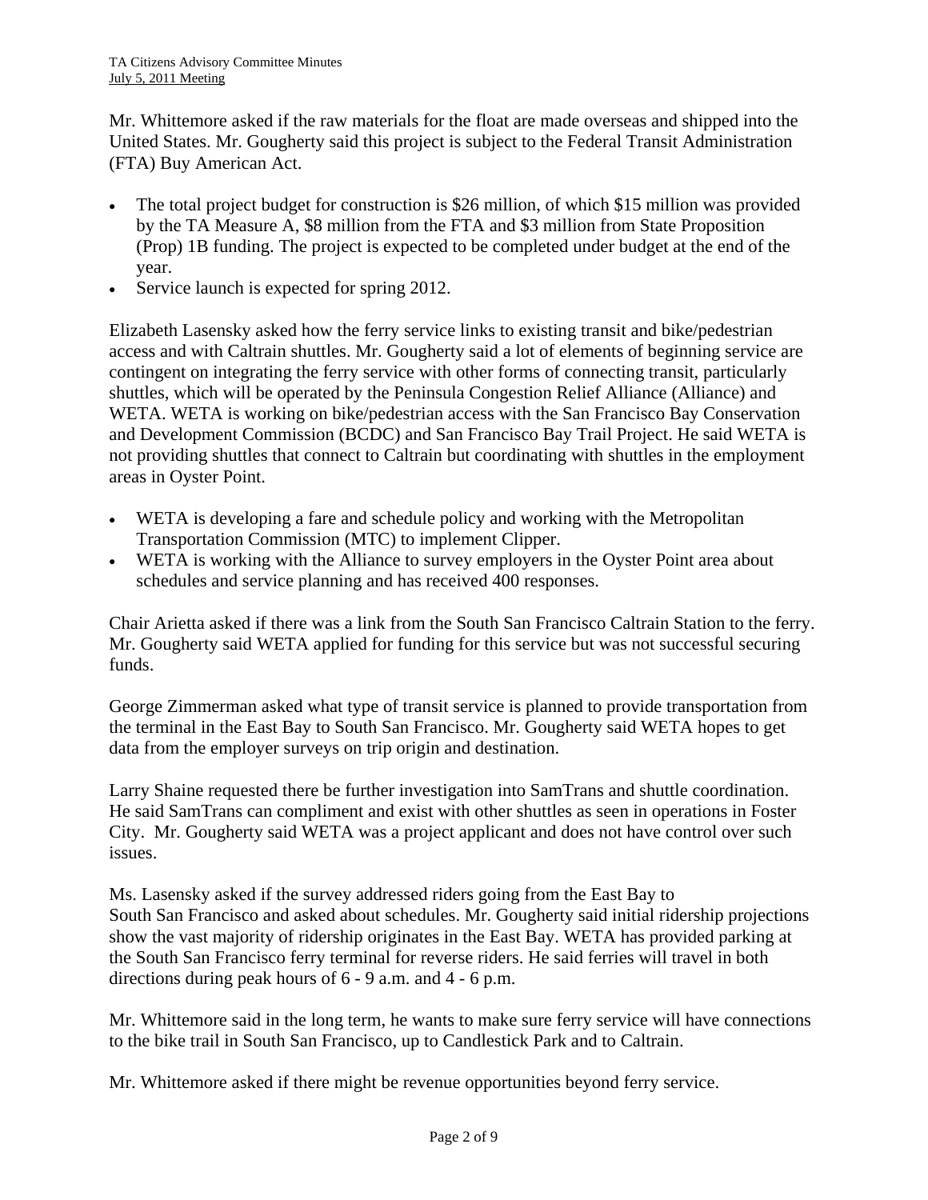Mr. Whittemore asked if the raw materials for the float are made overseas and shipped into the United States. Mr. Gougherty said this project is subject to the Federal Transit Administration (FTA) Buy American Act.

- The total project budget for construction is $26 million, of which $15 million was provided by the TA Measure A, $8 million from the FTA and $3 million from State Proposition (Prop) 1B funding. The project is expected to be completed under budget at the end of the year.
- Service launch is expected for spring 2012.

Elizabeth Lasensky asked how the ferry service links to existing transit and bike/pedestrian access and with Caltrain shuttles. Mr. Gougherty said a lot of elements of beginning service are contingent on integrating the ferry service with other forms of connecting transit, particularly shuttles, which will be operated by the Peninsula Congestion Relief Alliance (Alliance) and WETA. WETA is working on bike/pedestrian access with the San Francisco Bay Conservation and Development Commission (BCDC) and San Francisco Bay Trail Project. He said WETA is not providing shuttles that connect to Caltrain but coordinating with shuttles in the employment areas in Oyster Point.

- WETA is developing a fare and schedule policy and working with the Metropolitan Transportation Commission (MTC) to implement Clipper.
- WETA is working with the Alliance to survey employers in the Oyster Point area about schedules and service planning and has received 400 responses.

Chair Arietta asked if there was a link from the South San Francisco Caltrain Station to the ferry. Mr. Gougherty said WETA applied for funding for this service but was not successful securing funds.

George Zimmerman asked what type of transit service is planned to provide transportation from the terminal in the East Bay to South San Francisco. Mr. Gougherty said WETA hopes to get data from the employer surveys on trip origin and destination.

Larry Shaine requested there be further investigation into SamTrans and shuttle coordination. He said SamTrans can compliment and exist with other shuttles as seen in operations in Foster City. Mr. Gougherty said WETA was a project applicant and does not have control over such issues.

Ms. Lasensky asked if the survey addressed riders going from the East Bay to South San Francisco and asked about schedules. Mr. Gougherty said initial ridership projections show the vast majority of ridership originates in the East Bay. WETA has provided parking at the South San Francisco ferry terminal for reverse riders. He said ferries will travel in both directions during peak hours of 6 - 9 a.m. and 4 - 6 p.m.

Mr. Whittemore said in the long term, he wants to make sure ferry service will have connections to the bike trail in South San Francisco, up to Candlestick Park and to Caltrain.

Mr. Whittemore asked if there might be revenue opportunities beyond ferry service.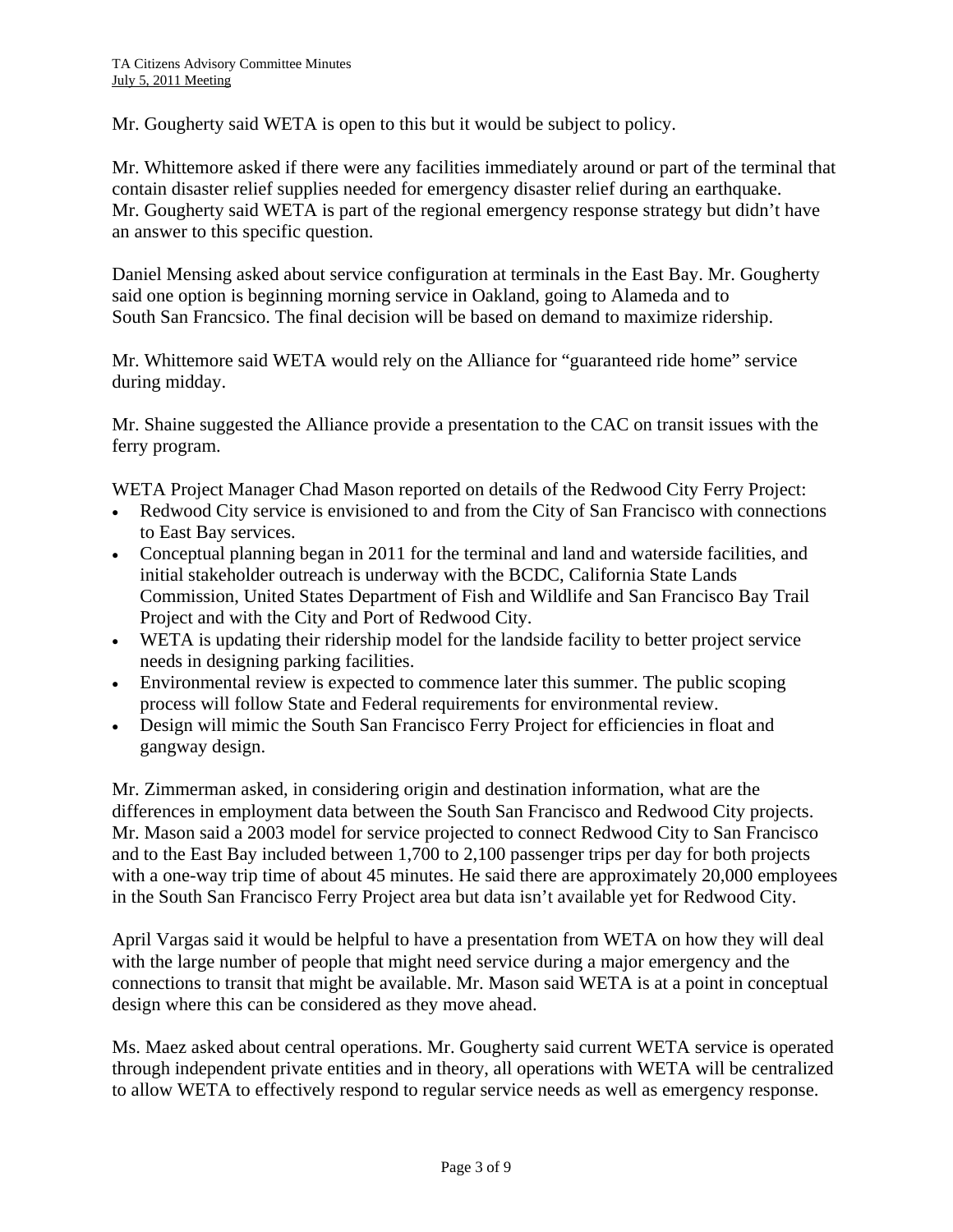Mr. Gougherty said WETA is open to this but it would be subject to policy.

Mr. Whittemore asked if there were any facilities immediately around or part of the terminal that contain disaster relief supplies needed for emergency disaster relief during an earthquake. Mr. Gougherty said WETA is part of the regional emergency response strategy but didn't have an answer to this specific question.

Daniel Mensing asked about service configuration at terminals in the East Bay. Mr. Gougherty said one option is beginning morning service in Oakland, going to Alameda and to South San Francsico. The final decision will be based on demand to maximize ridership.

Mr. Whittemore said WETA would rely on the Alliance for "guaranteed ride home" service during midday.

Mr. Shaine suggested the Alliance provide a presentation to the CAC on transit issues with the ferry program.

WETA Project Manager Chad Mason reported on details of the Redwood City Ferry Project:

- Redwood City service is envisioned to and from the City of San Francisco with connections to East Bay services.
- Conceptual planning began in 2011 for the terminal and land and waterside facilities, and initial stakeholder outreach is underway with the BCDC, California State Lands Commission, United States Department of Fish and Wildlife and San Francisco Bay Trail Project and with the City and Port of Redwood City.
- WETA is updating their ridership model for the landside facility to better project service needs in designing parking facilities.
- Environmental review is expected to commence later this summer. The public scoping process will follow State and Federal requirements for environmental review.
- Design will mimic the South San Francisco Ferry Project for efficiencies in float and gangway design.

Mr. Zimmerman asked, in considering origin and destination information, what are the differences in employment data between the South San Francisco and Redwood City projects. Mr. Mason said a 2003 model for service projected to connect Redwood City to San Francisco and to the East Bay included between 1,700 to 2,100 passenger trips per day for both projects with a one-way trip time of about 45 minutes. He said there are approximately 20,000 employees in the South San Francisco Ferry Project area but data isn't available yet for Redwood City.

April Vargas said it would be helpful to have a presentation from WETA on how they will deal with the large number of people that might need service during a major emergency and the connections to transit that might be available. Mr. Mason said WETA is at a point in conceptual design where this can be considered as they move ahead.

Ms. Maez asked about central operations. Mr. Gougherty said current WETA service is operated through independent private entities and in theory, all operations with WETA will be centralized to allow WETA to effectively respond to regular service needs as well as emergency response.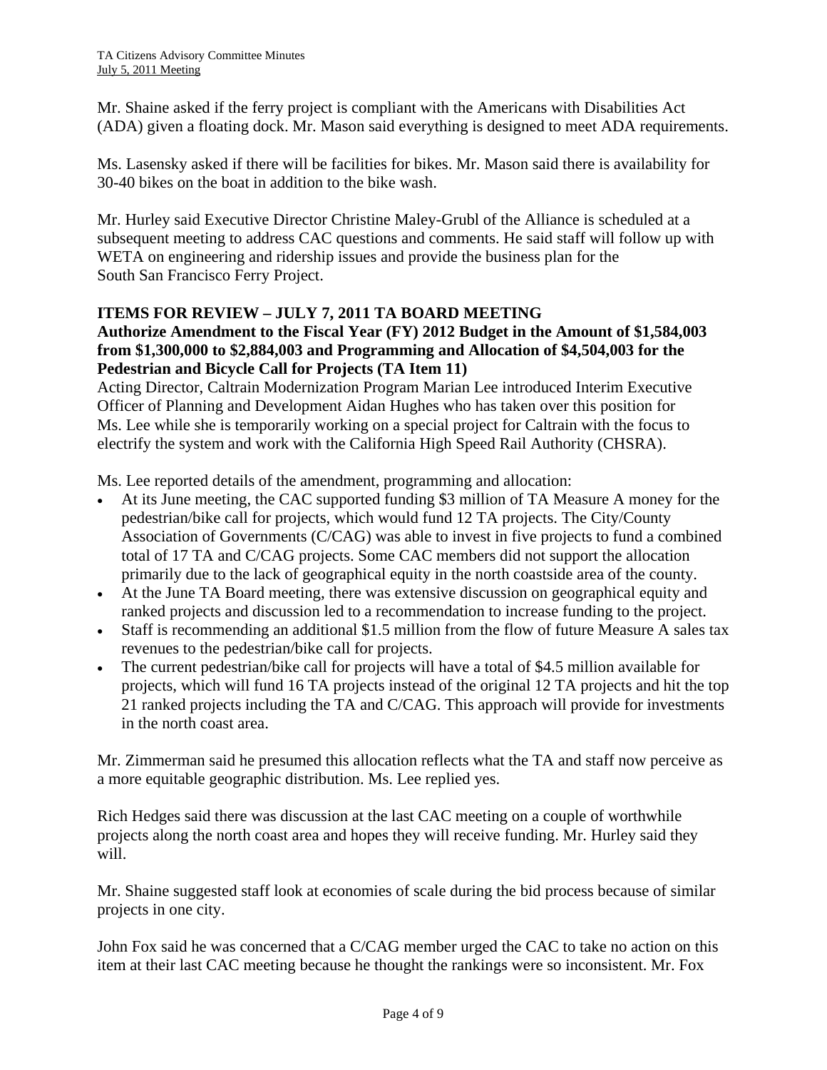Mr. Shaine asked if the ferry project is compliant with the Americans with Disabilities Act (ADA) given a floating dock. Mr. Mason said everything is designed to meet ADA requirements.

Ms. Lasensky asked if there will be facilities for bikes. Mr. Mason said there is availability for 30-40 bikes on the boat in addition to the bike wash.

Mr. Hurley said Executive Director Christine Maley-Grubl of the Alliance is scheduled at a subsequent meeting to address CAC questions and comments. He said staff will follow up with WETA on engineering and ridership issues and provide the business plan for the South San Francisco Ferry Project.

**ITEMS FOR REVIEW – JULY 7, 2011 TA BOARD MEETING**

**Authorize Amendment to the Fiscal Year (FY) 2012 Budget in the Amount of $1,584,003 from $1,300,000 to $2,884,003 and Programming and Allocation of $4,504,003 for the Pedestrian and Bicycle Call for Projects (TA Item 11)**

Acting Director, Caltrain Modernization Program Marian Lee introduced Interim Executive Officer of Planning and Development Aidan Hughes who has taken over this position for Ms. Lee while she is temporarily working on a special project for Caltrain with the focus to electrify the system and work with the California High Speed Rail Authority (CHSRA).

Ms. Lee reported details of the amendment, programming and allocation:

- At its June meeting, the CAC supported funding $3 million of TA Measure A money for the pedestrian/bike call for projects, which would fund 12 TA projects. The City/County Association of Governments (C/CAG) was able to invest in five projects to fund a combined total of 17 TA and C/CAG projects. Some CAC members did not support the allocation primarily due to the lack of geographical equity in the north coastside area of the county.
- At the June TA Board meeting, there was extensive discussion on geographical equity and ranked projects and discussion led to a recommendation to increase funding to the project.
- Staff is recommending an additional $1.5 million from the flow of future Measure A sales tax revenues to the pedestrian/bike call for projects.
- The current pedestrian/bike call for projects will have a total of $4.5 million available for projects, which will fund 16 TA projects instead of the original 12 TA projects and hit the top 21 ranked projects including the TA and C/CAG. This approach will provide for investments in the north coast area.

Mr. Zimmerman said he presumed this allocation reflects what the TA and staff now perceive as a more equitable geographic distribution. Ms. Lee replied yes.

Rich Hedges said there was discussion at the last CAC meeting on a couple of worthwhile projects along the north coast area and hopes they will receive funding. Mr. Hurley said they will.

Mr. Shaine suggested staff look at economies of scale during the bid process because of similar projects in one city.

John Fox said he was concerned that a C/CAG member urged the CAC to take no action on this item at their last CAC meeting because he thought the rankings were so inconsistent. Mr. Fox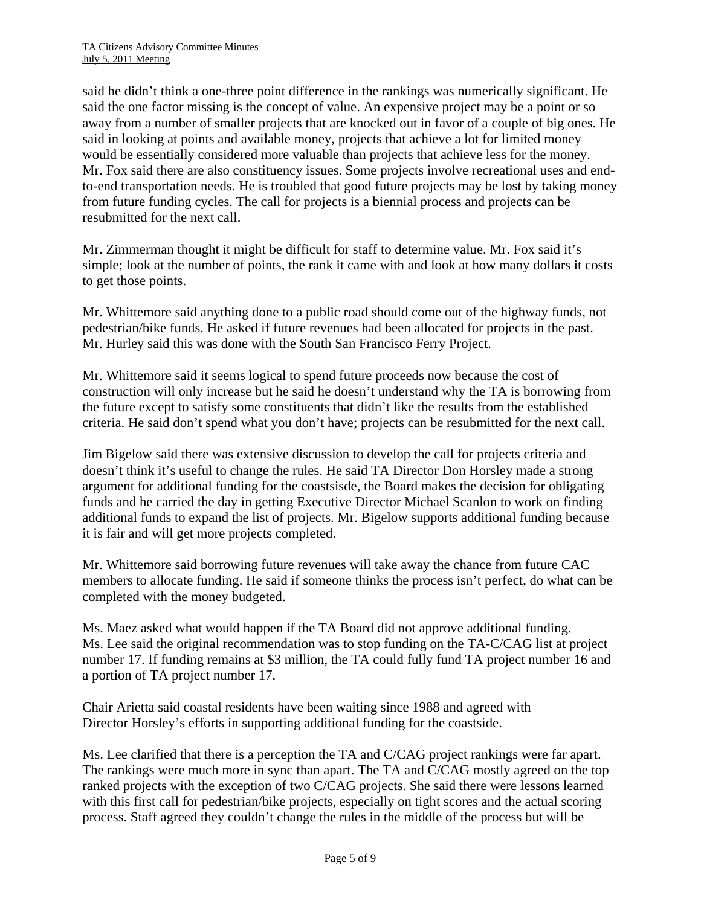said he didn't think a one-three point difference in the rankings was numerically significant. He said the one factor missing is the concept of value. An expensive project may be a point or so away from a number of smaller projects that are knocked out in favor of a couple of big ones. He said in looking at points and available money, projects that achieve a lot for limited money would be essentially considered more valuable than projects that achieve less for the money. Mr. Fox said there are also constituency issues. Some projects involve recreational uses and end-to-end transportation needs. He is troubled that good future projects may be lost by taking money from future funding cycles. The call for projects is a biennial process and projects can be resubmitted for the next call.

Mr. Zimmerman thought it might be difficult for staff to determine value. Mr. Fox said it's simple; look at the number of points, the rank it came with and look at how many dollars it costs to get those points.

Mr. Whittemore said anything done to a public road should come out of the highway funds, not pedestrian/bike funds. He asked if future revenues had been allocated for projects in the past. Mr. Hurley said this was done with the South San Francisco Ferry Project.

Mr. Whittemore said it seems logical to spend future proceeds now because the cost of construction will only increase but he said he doesn't understand why the TA is borrowing from the future except to satisfy some constituents that didn't like the results from the established criteria. He said don't spend what you don't have; projects can be resubmitted for the next call.

Jim Bigelow said there was extensive discussion to develop the call for projects criteria and doesn't think it's useful to change the rules. He said TA Director Don Horsley made a strong argument for additional funding for the coastsisde, the Board makes the decision for obligating funds and he carried the day in getting Executive Director Michael Scanlon to work on finding additional funds to expand the list of projects. Mr. Bigelow supports additional funding because it is fair and will get more projects completed.

Mr. Whittemore said borrowing future revenues will take away the chance from future CAC members to allocate funding. He said if someone thinks the process isn't perfect, do what can be completed with the money budgeted.

Ms. Maez asked what would happen if the TA Board did not approve additional funding. Ms. Lee said the original recommendation was to stop funding on the TA-C/CAG list at project number 17. If funding remains at $3 million, the TA could fully fund TA project number 16 and a portion of TA project number 17.

Chair Arietta said coastal residents have been waiting since 1988 and agreed with Director Horsley's efforts in supporting additional funding for the coastside.

Ms. Lee clarified that there is a perception the TA and C/CAG project rankings were far apart. The rankings were much more in sync than apart. The TA and C/CAG mostly agreed on the top ranked projects with the exception of two C/CAG projects. She said there were lessons learned with this first call for pedestrian/bike projects, especially on tight scores and the actual scoring process. Staff agreed they couldn't change the rules in the middle of the process but will be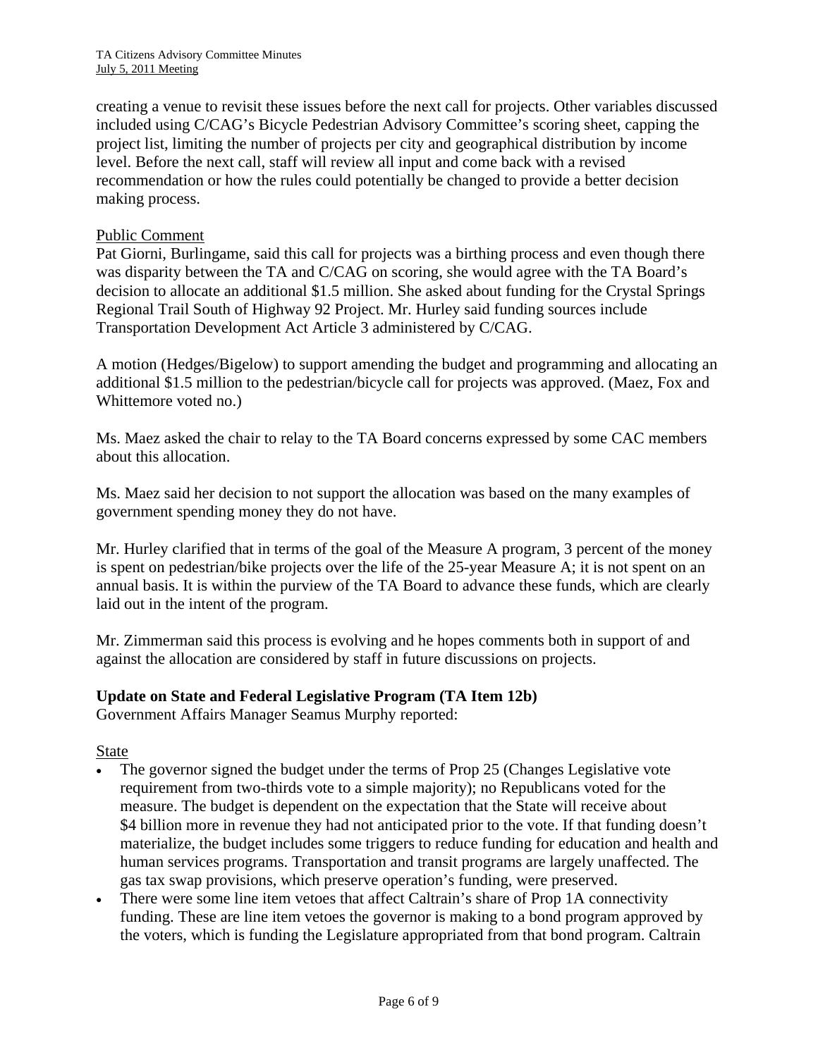creating a venue to revisit these issues before the next call for projects. Other variables discussed included using C/CAG's Bicycle Pedestrian Advisory Committee's scoring sheet, capping the project list, limiting the number of projects per city and geographical distribution by income level. Before the next call, staff will review all input and come back with a revised recommendation or how the rules could potentially be changed to provide a better decision making process.

Public Comment

Pat Giorni, Burlingame, said this call for projects was a birthing process and even though there was disparity between the TA and C/CAG on scoring, she would agree with the TA Board's decision to allocate an additional $1.5 million. She asked about funding for the Crystal Springs Regional Trail South of Highway 92 Project. Mr. Hurley said funding sources include Transportation Development Act Article 3 administered by C/CAG.

A motion (Hedges/Bigelow) to support amending the budget and programming and allocating an additional $1.5 million to the pedestrian/bicycle call for projects was approved. (Maez, Fox and Whittemore voted no.)

Ms. Maez asked the chair to relay to the TA Board concerns expressed by some CAC members about this allocation.

Ms. Maez said her decision to not support the allocation was based on the many examples of government spending money they do not have.

Mr. Hurley clarified that in terms of the goal of the Measure A program, 3 percent of the money is spent on pedestrian/bike projects over the life of the 25-year Measure A; it is not spent on an annual basis. It is within the purview of the TA Board to advance these funds, which are clearly laid out in the intent of the program.

Mr. Zimmerman said this process is evolving and he hopes comments both in support of and against the allocation are considered by staff in future discussions on projects.

**Update on State and Federal Legislative Program (TA Item 12b)**

Government Affairs Manager Seamus Murphy reported:

State

- The governor signed the budget under the terms of Prop 25 (Changes Legislative vote requirement from two-thirds vote to a simple majority); no Republicans voted for the measure. The budget is dependent on the expectation that the State will receive about $4 billion more in revenue they had not anticipated prior to the vote. If that funding doesn't materialize, the budget includes some triggers to reduce funding for education and health and human services programs. Transportation and transit programs are largely unaffected. The gas tax swap provisions, which preserve operation's funding, were preserved.
- There were some line item vetoes that affect Caltrain's share of Prop 1A connectivity funding. These are line item vetoes the governor is making to a bond program approved by the voters, which is funding the Legislature appropriated from that bond program. Caltrain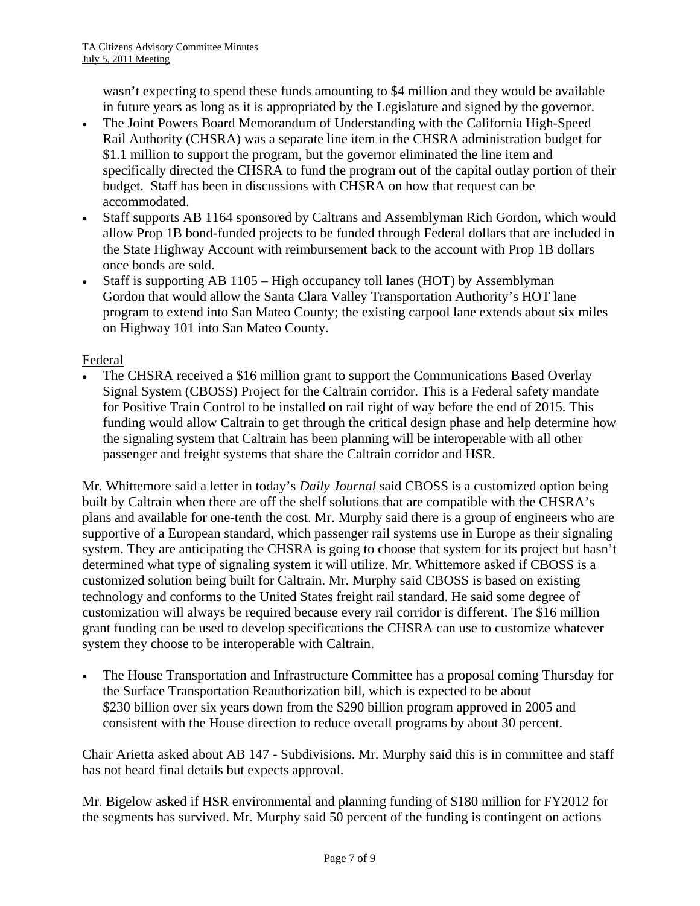wasn't expecting to spend these funds amounting to \$4 million and they would be available in future years as long as it is appropriated by the Legislature and signed by the governor.

- The Joint Powers Board Memorandum of Understanding with the California High-Speed Rail Authority (CHSRA) was a separate line item in the CHSRA administration budget for \$1.1 million to support the program, but the governor eliminated the line item and specifically directed the CHSRA to fund the program out of the capital outlay portion of their budget. Staff has been in discussions with CHSRA on how that request can be accommodated.
- Staff supports AB 1164 sponsored by Caltrans and Assemblyman Rich Gordon, which would allow Prop 1B bond-funded projects to be funded through Federal dollars that are included in the State Highway Account with reimbursement back to the account with Prop 1B dollars once bonds are sold.
- Staff is supporting AB 1105 – High occupancy toll lanes (HOT) by Assemblyman Gordon that would allow the Santa Clara Valley Transportation Authority's HOT lane program to extend into San Mateo County; the existing carpool lane extends about six miles on Highway 101 into San Mateo County.

Federal

- The CHSRA received a \$16 million grant to support the Communications Based Overlay Signal System (CBOSS) Project for the Caltrain corridor. This is a Federal safety mandate for Positive Train Control to be installed on rail right of way before the end of 2015. This funding would allow Caltrain to get through the critical design phase and help determine how the signaling system that Caltrain has been planning will be interoperable with all other passenger and freight systems that share the Caltrain corridor and HSR.

Mr. Whittemore said a letter in today's *Daily Journal* said CBOSS is a customized option being built by Caltrain when there are off the shelf solutions that are compatible with the CHSRA's plans and available for one-tenth the cost. Mr. Murphy said there is a group of engineers who are supportive of a European standard, which passenger rail systems use in Europe as their signaling system. They are anticipating the CHSRA is going to choose that system for its project but hasn't determined what type of signaling system it will utilize. Mr. Whittemore asked if CBOSS is a customized solution being built for Caltrain. Mr. Murphy said CBOSS is based on existing technology and conforms to the United States freight rail standard. He said some degree of customization will always be required because every rail corridor is different. The \$16 million grant funding can be used to develop specifications the CHSRA can use to customize whatever system they choose to be interoperable with Caltrain.

- The House Transportation and Infrastructure Committee has a proposal coming Thursday for the Surface Transportation Reauthorization bill, which is expected to be about \$230 billion over six years down from the \$290 billion program approved in 2005 and consistent with the House direction to reduce overall programs by about 30 percent.

Chair Arietta asked about AB 147 - Subdivisions. Mr. Murphy said this is in committee and staff has not heard final details but expects approval.

Mr. Bigelow asked if HSR environmental and planning funding of \$180 million for FY2012 for the segments has survived. Mr. Murphy said 50 percent of the funding is contingent on actions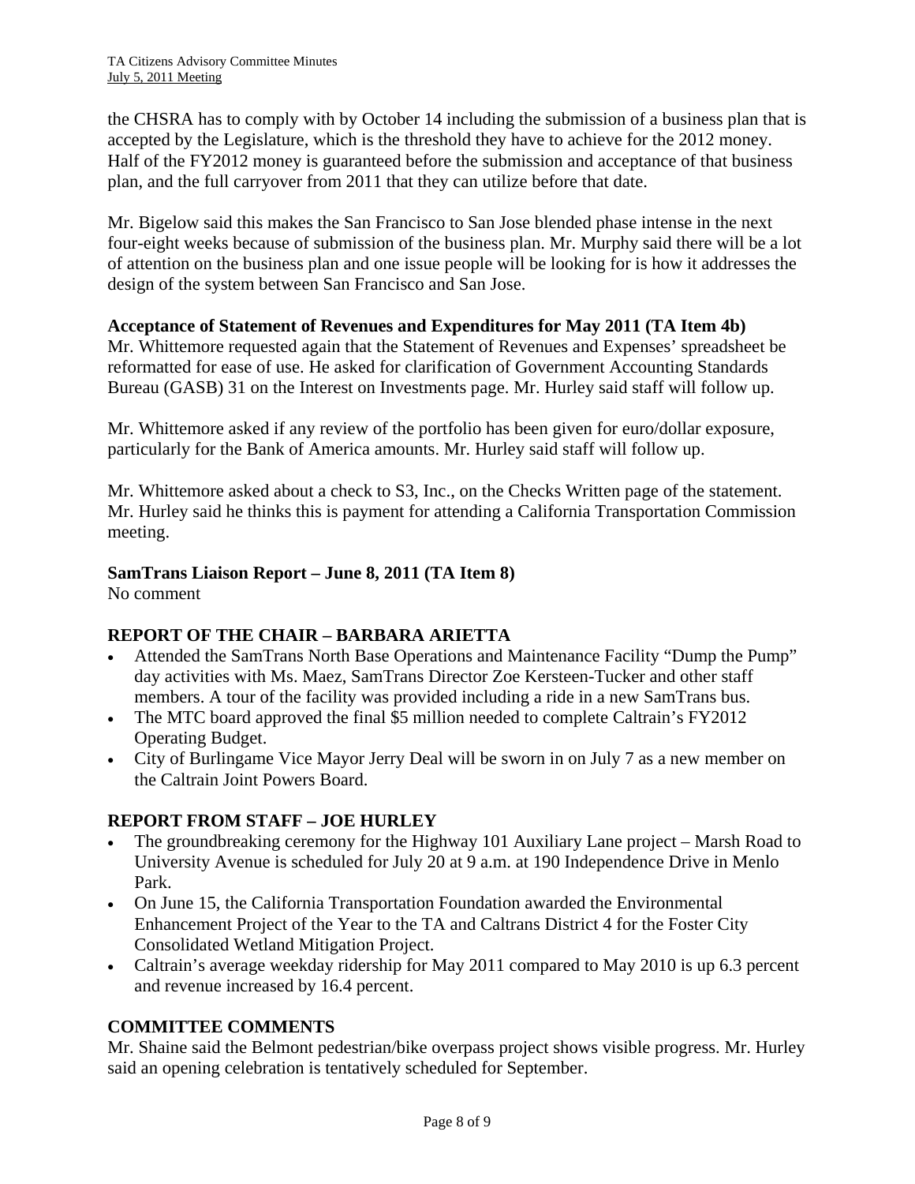the CHSRA has to comply with by October 14 including the submission of a business plan that is accepted by the Legislature, which is the threshold they have to achieve for the 2012 money. Half of the FY2012 money is guaranteed before the submission and acceptance of that business plan, and the full carryover from 2011 that they can utilize before that date.

Mr. Bigelow said this makes the San Francisco to San Jose blended phase intense in the next four-eight weeks because of submission of the business plan. Mr. Murphy said there will be a lot of attention on the business plan and one issue people will be looking for is how it addresses the design of the system between San Francisco and San Jose.

**Acceptance of Statement of Revenues and Expenditures for May 2011 (TA Item 4b)**

Mr. Whittemore requested again that the Statement of Revenues and Expenses' spreadsheet be reformatted for ease of use. He asked for clarification of Government Accounting Standards Bureau (GASB) 31 on the Interest on Investments page. Mr. Hurley said staff will follow up.

Mr. Whittemore asked if any review of the portfolio has been given for euro/dollar exposure, particularly for the Bank of America amounts. Mr. Hurley said staff will follow up.

Mr. Whittemore asked about a check to S3, Inc., on the Checks Written page of the statement. Mr. Hurley said he thinks this is payment for attending a California Transportation Commission meeting.

**SamTrans Liaison Report – June 8, 2011 (TA Item 8)**

No comment

## REPORT OF THE CHAIR – BARBARA ARIETTA

- Attended the SamTrans North Base Operations and Maintenance Facility "Dump the Pump" day activities with Ms. Maez, SamTrans Director Zoe Kersteen-Tucker and other staff members. A tour of the facility was provided including a ride in a new SamTrans bus.
- The MTC board approved the final $5 million needed to complete Caltrain's FY2012 Operating Budget.
- City of Burlingame Vice Mayor Jerry Deal will be sworn in on July 7 as a new member on the Caltrain Joint Powers Board.

## REPORT FROM STAFF – JOE HURLEY

- The groundbreaking ceremony for the Highway 101 Auxiliary Lane project – Marsh Road to University Avenue is scheduled for July 20 at 9 a.m. at 190 Independence Drive in Menlo Park.
- On June 15, the California Transportation Foundation awarded the Environmental Enhancement Project of the Year to the TA and Caltrans District 4 for the Foster City Consolidated Wetland Mitigation Project.
- Caltrain's average weekday ridership for May 2011 compared to May 2010 is up 6.3 percent and revenue increased by 16.4 percent.

## COMMITTEE COMMENTS

Mr. Shaine said the Belmont pedestrian/bike overpass project shows visible progress. Mr. Hurley said an opening celebration is tentatively scheduled for September.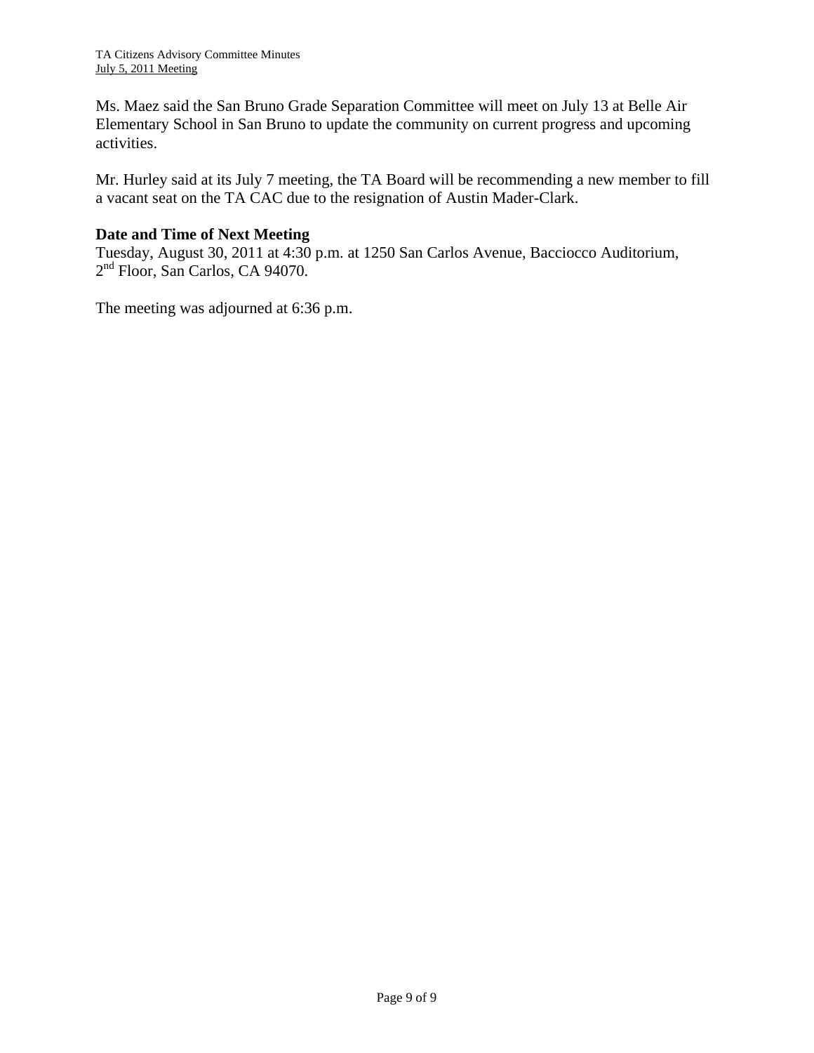Ms. Maez said the San Bruno Grade Separation Committee will meet on July 13 at Belle Air Elementary School in San Bruno to update the community on current progress and upcoming activities.

Mr. Hurley said at its July 7 meeting, the TA Board will be recommending a new member to fill a vacant seat on the TA CAC due to the resignation of Austin Mader-Clark.

**Date and Time of Next Meeting**
Tuesday, August 30, 2011 at 4:30 p.m. at 1250 San Carlos Avenue, Bacciocco Auditorium, 2nd Floor, San Carlos, CA 94070.

The meeting was adjourned at 6:36 p.m.